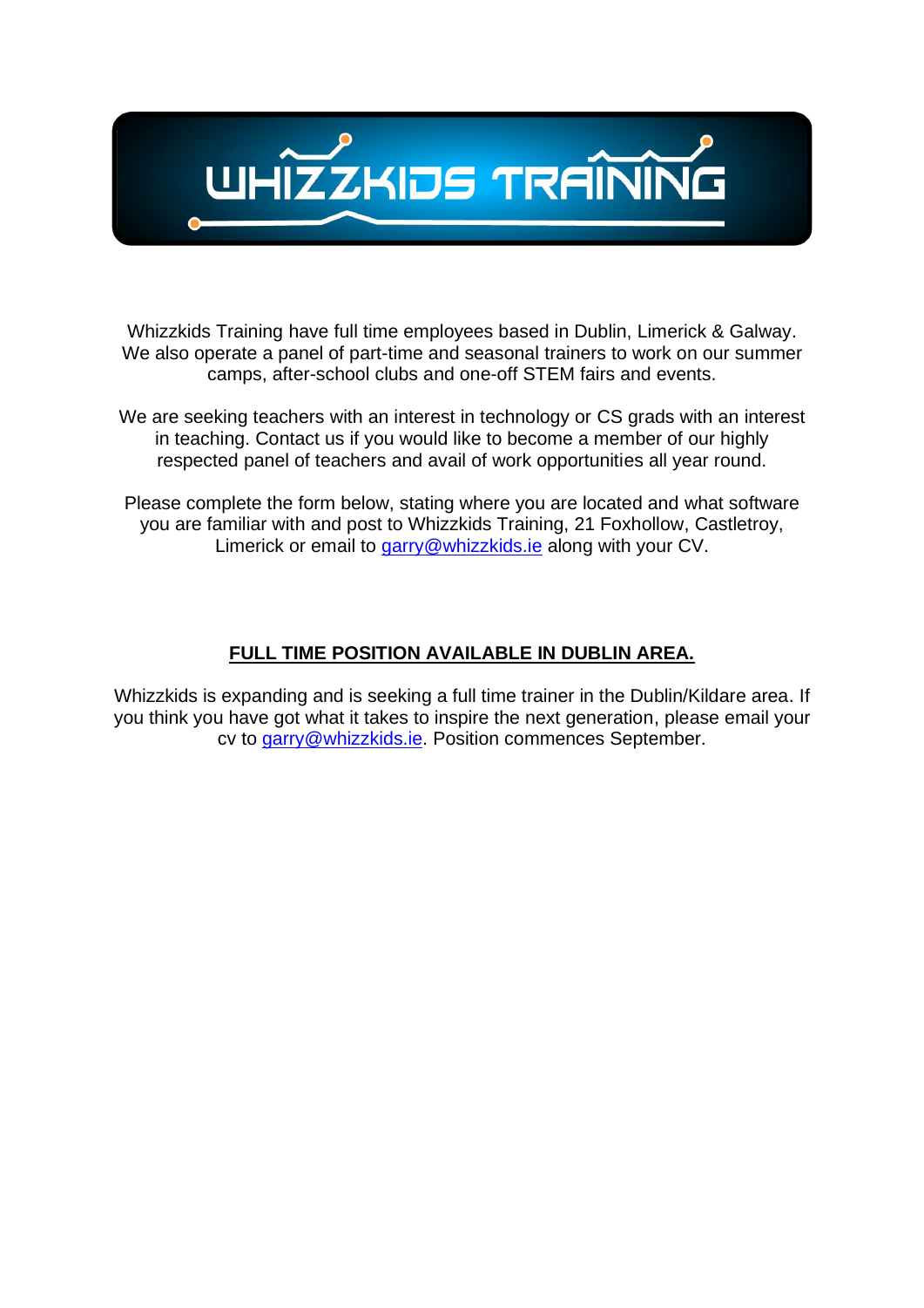# WHIZZKIDS TRAINING

Whizzkids Training have full time employees based in Dublin, Limerick & Galway. We also operate a panel of part-time and seasonal trainers to work on our summer camps, after-school clubs and one-off STEM fairs and events.

We are seeking teachers with an interest in technology or CS grads with an interest in teaching. Contact us if you would like to become a member of our highly respected panel of teachers and avail of work opportunities all year round.

Please complete the form below, stating where you are located and what software you are familiar with and post to Whizzkids Training, 21 Foxhollow, Castletroy, Limerick or email to garry@whizzkids.ie along with your CV.

## FULL TIME POSITION AVAILABLE IN DUBLIN AREA.

Whizzkids is expanding and is seeking a full time trainer in the Dublin/Kildare area. If you think you have got what it takes to inspire the next generation, please email your cv to garry@whizzkids.ie. Position commences September.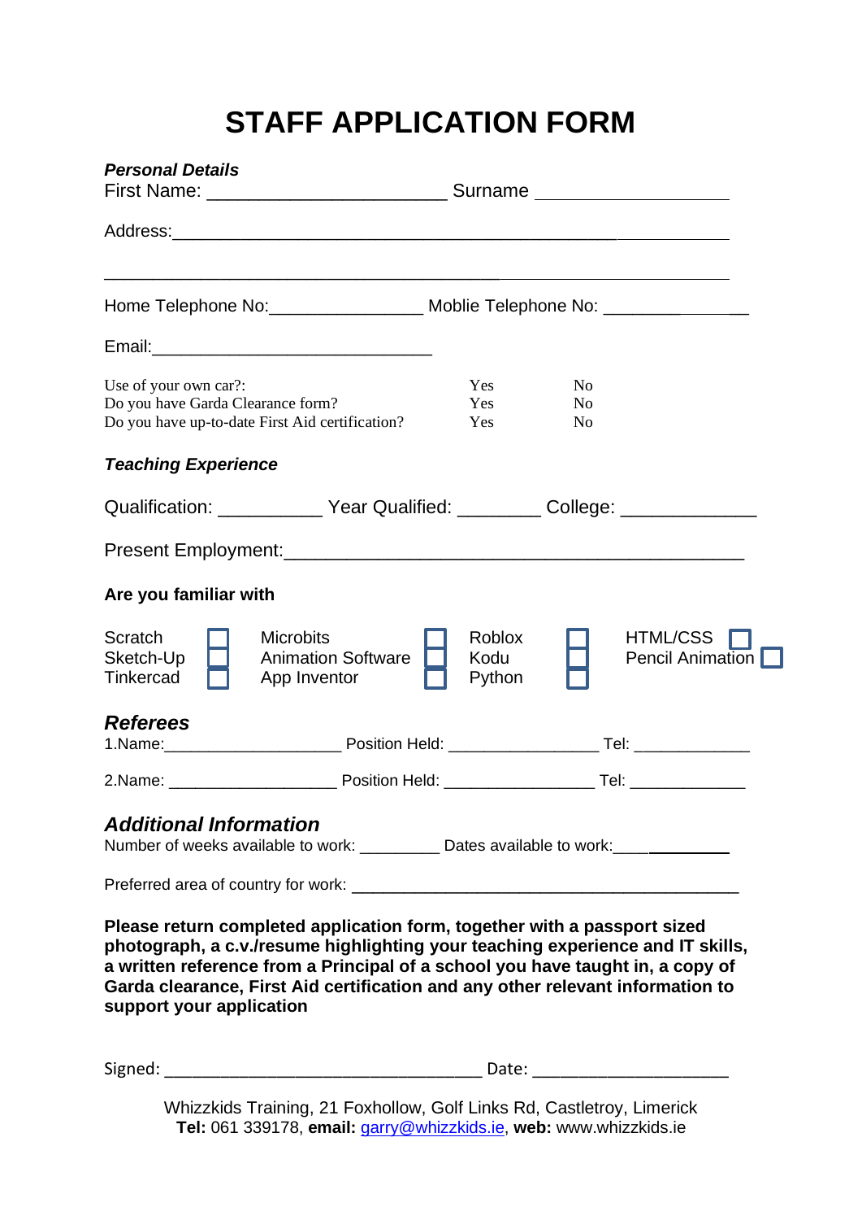# STAFF APPLICATION FORM

***Personal Details***

First Name: ______________________ Surname ___________________

Address:_______________________________________________________

_______________________________________________________

Home Telephone No:_______________ Moblie Telephone No: ______________

Email:___________________________

| | | |
|---|---|---|
| Use of your own car?: | Yes | No |
| Do you have Garda Clearance form? | Yes | No |
| Do you have up-to-date First Aid certification? | Yes | No |

***Teaching Experience***

Qualification: __________ Year Qualified: ________ College: ____________

Present Employment:__________________________________________

**Are you familiar with**

| | | | |
|---|---|---|---|
| Scratch ☐ | Microbits ☐ | Roblox ☐ | HTML/CSS ☐ |
| Sketch-Up ☐ | Animation Software ☐ | Kodu ☐ | Pencil Animation ☐ |
| Tinkercad ☐ | App Inventor ☐ | Python ☐ | |

## *Referees*

1.Name:___________________ Position Held: ________________ Tel: ____________

2.Name: __________________ Position Held: ________________ Tel: ____________

## *Additional Information*

Number of weeks available to work: _________ Dates available to work:_____________

Preferred area of country for work: __________________________________________

**Please return completed application form, together with a passport sized photograph, a c.v./resume highlighting your teaching experience and IT skills, a written reference from a Principal of a school you have taught in, a copy of Garda clearance, First Aid certification and any other relevant information to support your application**

Signed: _________________________________ Date: ____________________

Whizzkids Training, 21 Foxhollow, Golf Links Rd, Castletroy, Limerick
**Tel:** 061 339178, **email:** garry@whizzkids.ie, **web:** www.whizzkids.ie